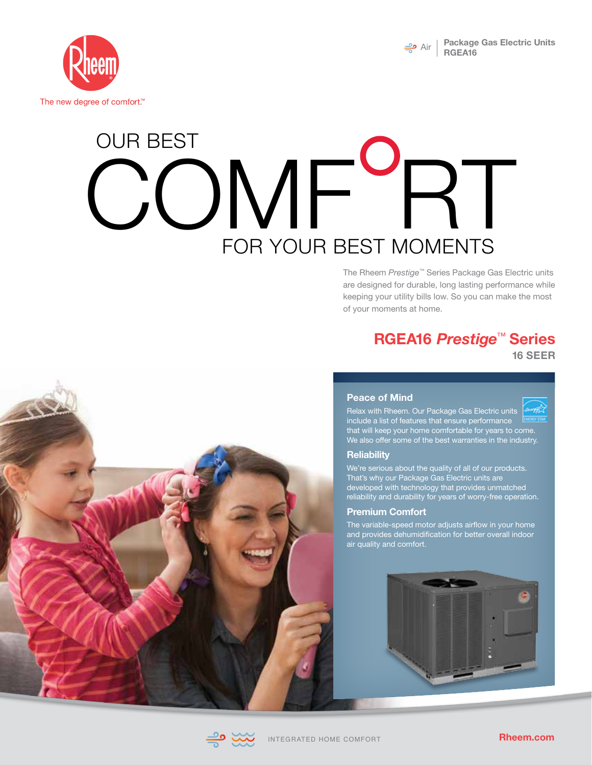The new degree of comfort.™

Air | **Package Gas Electric Units**
**RGEA16**

# OUR BEST COMFORT FOR YOUR BEST MOMENTS

The Rheem *Prestige*™ Series Package Gas Electric units are designed for durable, long lasting performance while keeping your utility bills low. So you can make the most of your moments at home.

## RGEA16 *Prestige*™ Series

**16 SEER**

### Peace of Mind

Relax with Rheem. Our Package Gas Electric units include a list of features that ensure performance that will keep your home comfortable for years to come. We also offer some of the best warranties in the industry.

### Reliability

We're serious about the quality of all of our products. That's why our Package Gas Electric units are developed with technology that provides unmatched reliability and durability for years of worry-free operation.

### Premium Comfort

The variable-speed motor adjusts airflow in your home and provides dehumidification for better overall indoor air quality and comfort.

INTEGRATED HOME COMFORT

Rheem.com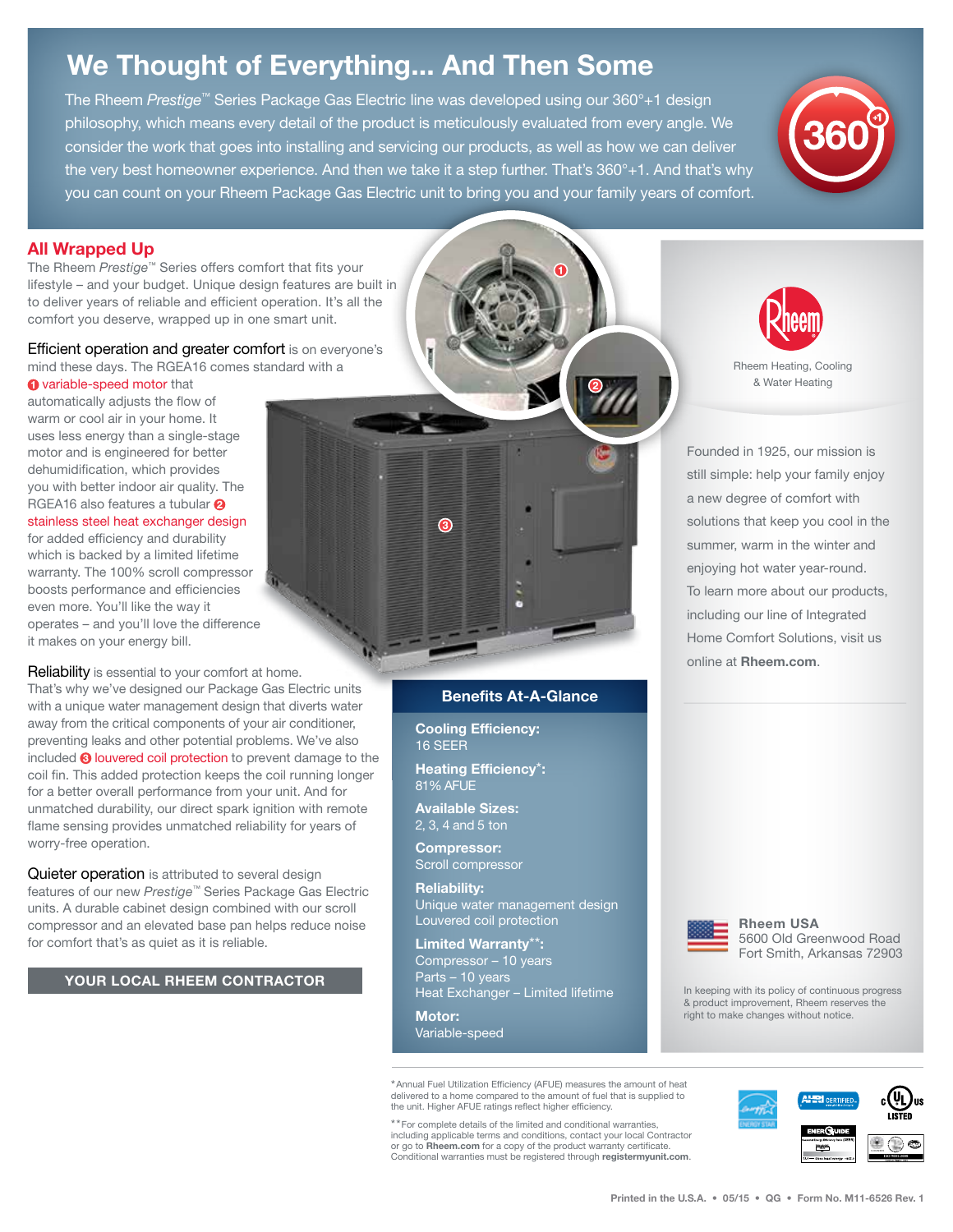# We Thought of Everything... And Then Some

The Rheem *Prestige*™ Series Package Gas Electric line was developed using our 360°+1 design philosophy, which means every detail of the product is meticulously evaluated from every angle. We consider the work that goes into installing and servicing our products, as well as how we can deliver the very best homeowner experience. And then we take it a step further. That's 360°+1. And that's why you can count on your Rheem Package Gas Electric unit to bring you and your family years of comfort.

## All Wrapped Up

The Rheem *Prestige*™ Series offers comfort that fits your lifestyle – and your budget. Unique design features are built in to deliver years of reliable and efficient operation. It's all the comfort you deserve, wrapped up in one smart unit.

Efficient operation and greater comfort is on everyone's mind these days. The RGEA16 comes standard with a ❶ variable-speed motor that automatically adjusts the flow of warm or cool air in your home. It uses less energy than a single-stage motor and is engineered for better dehumidification, which provides you with better indoor air quality. The RGEA16 also features a tubular ❷ stainless steel heat exchanger design for added efficiency and durability which is backed by a limited lifetime warranty. The 100% scroll compressor boosts performance and efficiencies even more. You'll like the way it operates – and you'll love the difference it makes on your energy bill.

Reliability is essential to your comfort at home. That's why we've designed our Package Gas Electric units with a unique water management design that diverts water away from the critical components of your air conditioner, preventing leaks and other potential problems. We've also included ❸ louvered coil protection to prevent damage to the coil fin. This added protection keeps the coil running longer for a better overall performance from your unit. And for unmatched durability, our direct spark ignition with remote flame sensing provides unmatched reliability for years of worry-free operation.

Quieter operation is attributed to several design features of our new *Prestige*™ Series Package Gas Electric units. A durable cabinet design combined with our scroll compressor and an elevated base pan helps reduce noise for comfort that's as quiet as it is reliable.

**YOUR LOCAL RHEEM CONTRACTOR**

### Benefits At-A-Glance

**Cooling Efficiency:**
16 SEER

**Heating Efficiency*:**
81% AFUE

**Available Sizes:**
2, 3, 4 and 5 ton

**Compressor:**
Scroll compressor

**Reliability:**
Unique water management design
Louvered coil protection

**Limited Warranty**:**
Compressor – 10 years
Parts – 10 years
Heat Exchanger – Limited lifetime

**Motor:**
Variable-speed

Rheem Heating, Cooling & Water Heating

Founded in 1925, our mission is still simple: help your family enjoy a new degree of comfort with solutions that keep you cool in the summer, warm in the winter and enjoying hot water year-round. To learn more about our products, including our line of Integrated Home Comfort Solutions, visit us online at **Rheem.com**.

**Rheem USA**
5600 Old Greenwood Road
Fort Smith, Arkansas 72903

In keeping with its policy of continuous progress & product improvement, Rheem reserves the right to make changes without notice.

*Annual Fuel Utilization Efficiency (AFUE) measures the amount of heat delivered to a home compared to the amount of fuel that is supplied to the unit. Higher AFUE ratings reflect higher efficiency.

**For complete details of the limited and conditional warranties, including applicable terms and conditions, contact your local Contractor or go to **Rheem.com** for a copy of the product warranty certificate. Conditional warranties must be registered through **registermyunit.com**.

Printed in the U.S.A. • 05/15 • QG • Form No. M11-6526 Rev. 1